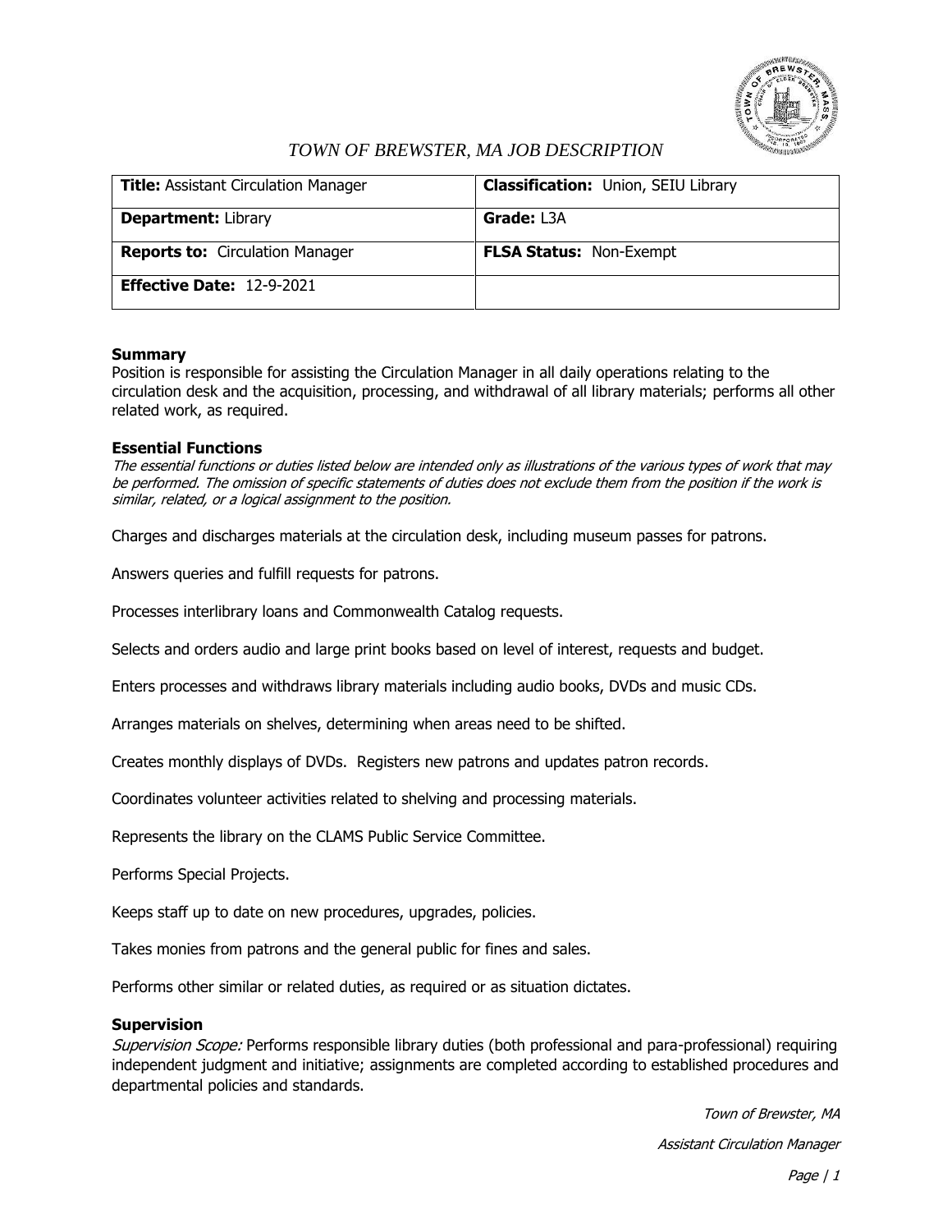# TOWN OF BREWSTER, MA JOB DESCRIPTION

| **Title:** Assistant Circulation Manager | **Classification:** Union, SEIU Library |
|---|---|
| **Department:** Library | **Grade:** L3A |
| **Reports to:** Circulation Manager | **FLSA Status:** Non-Exempt |
| **Effective Date:** 12-9-2021 | |

## Summary

Position is responsible for assisting the Circulation Manager in all daily operations relating to the circulation desk and the acquisition, processing, and withdrawal of all library materials; performs all other related work, as required.

## Essential Functions

*The essential functions or duties listed below are intended only as illustrations of the various types of work that may be performed. The omission of specific statements of duties does not exclude them from the position if the work is similar, related, or a logical assignment to the position.*

Charges and discharges materials at the circulation desk, including museum passes for patrons.

Answers queries and fulfill requests for patrons.

Processes interlibrary loans and Commonwealth Catalog requests.

Selects and orders audio and large print books based on level of interest, requests and budget.

Enters processes and withdraws library materials including audio books, DVDs and music CDs.

Arranges materials on shelves, determining when areas need to be shifted.

Creates monthly displays of DVDs. Registers new patrons and updates patron records.

Coordinates volunteer activities related to shelving and processing materials.

Represents the library on the CLAMS Public Service Committee.

Performs Special Projects.

Keeps staff up to date on new procedures, upgrades, policies.

Takes monies from patrons and the general public for fines and sales.

Performs other similar or related duties, as required or as situation dictates.

## Supervision

*Supervision Scope:* Performs responsible library duties (both professional and para-professional) requiring independent judgment and initiative; assignments are completed according to established procedures and departmental policies and standards.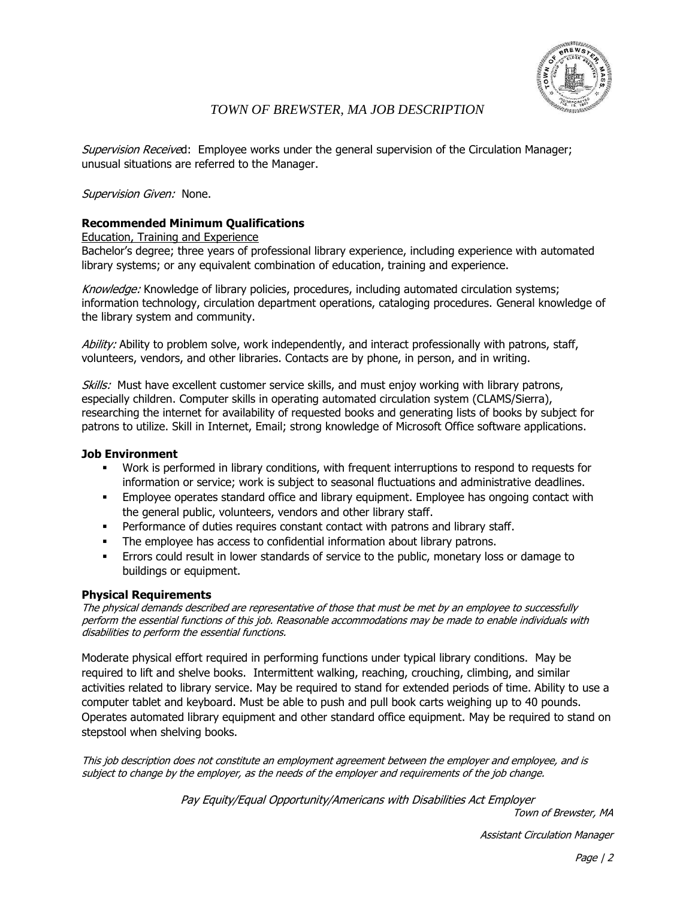*Supervision Received*: Employee works under the general supervision of the Circulation Manager; unusual situations are referred to the Manager.

*Supervision Given:* None.

**Recommended Minimum Qualifications**

Education, Training and Experience

Bachelor's degree; three years of professional library experience, including experience with automated library systems; or any equivalent combination of education, training and experience.

*Knowledge:* Knowledge of library policies, procedures, including automated circulation systems; information technology, circulation department operations, cataloging procedures. General knowledge of the library system and community.

*Ability:* Ability to problem solve, work independently, and interact professionally with patrons, staff, volunteers, vendors, and other libraries. Contacts are by phone, in person, and in writing.

*Skills:* Must have excellent customer service skills, and must enjoy working with library patrons, especially children. Computer skills in operating automated circulation system (CLAMS/Sierra), researching the internet for availability of requested books and generating lists of books by subject for patrons to utilize. Skill in Internet, Email; strong knowledge of Microsoft Office software applications.

**Job Environment**

- Work is performed in library conditions, with frequent interruptions to respond to requests for information or service; work is subject to seasonal fluctuations and administrative deadlines.
- Employee operates standard office and library equipment. Employee has ongoing contact with the general public, volunteers, vendors and other library staff.
- Performance of duties requires constant contact with patrons and library staff.
- The employee has access to confidential information about library patrons.
- Errors could result in lower standards of service to the public, monetary loss or damage to buildings or equipment.

**Physical Requirements**

*The physical demands described are representative of those that must be met by an employee to successfully perform the essential functions of this job. Reasonable accommodations may be made to enable individuals with disabilities to perform the essential functions.*

Moderate physical effort required in performing functions under typical library conditions. May be required to lift and shelve books. Intermittent walking, reaching, crouching, climbing, and similar activities related to library service. May be required to stand for extended periods of time. Ability to use a computer tablet and keyboard. Must be able to push and pull book carts weighing up to 40 pounds. Operates automated library equipment and other standard office equipment. May be required to stand on stepstool when shelving books.

*This job description does not constitute an employment agreement between the employer and employee, and is subject to change by the employer, as the needs of the employer and requirements of the job change.*

*Pay Equity/Equal Opportunity/Americans with Disabilities Act Employer*